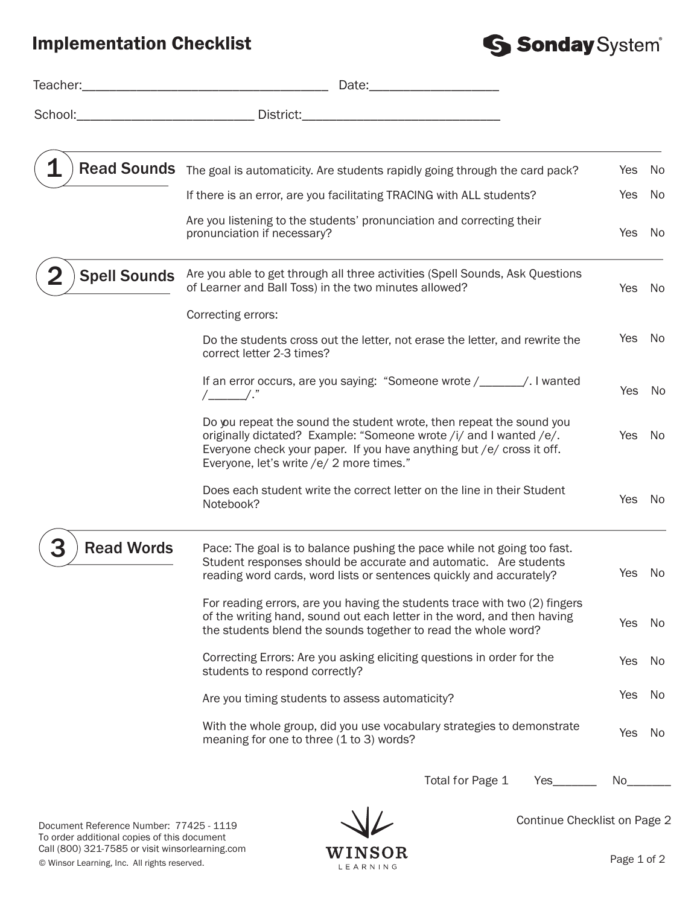# Implementation Checklist

**Sonday System®**

Teacher:___________________________________ Date:__________________

School:_________________________ District:____________________________

## 1 Read Sounds

| Item | | |
|---|---|---|
| The goal is automaticity. Are students rapidly going through the card pack? | Yes | No |
| If there is an error, are you facilitating TRACING with ALL students? | Yes | No |
| Are you listening to the students' pronunciation and correcting their pronunciation if necessary? | Yes | No |

## 2 Spell Sounds

| Item | | |
|---|---|---|
| Are you able to get through all three activities (Spell Sounds, Ask Questions of Learner and Ball Toss) in the two minutes allowed? | Yes | No |
| Correcting errors: | | |
| Do the students cross out the letter, not erase the letter, and rewrite the correct letter 2-3 times? | Yes | No |
| If an error occurs, are you saying: "Someone wrote /_______/. I wanted /______/." | Yes | No |
| Do you repeat the sound the student wrote, then repeat the sound you originally dictated? Example: "Someone wrote /i/ and I wanted /e/. Everyone check your paper. If you have anything but /e/ cross it off. Everyone, let's write /e/ 2 more times." | Yes | No |
| Does each student write the correct letter on the line in their Student Notebook? | Yes | No |

## 3 Read Words

| Item | | |
|---|---|---|
| Pace: The goal is to balance pushing the pace while not going too fast. Student responses should be accurate and automatic. Are students reading word cards, word lists or sentences quickly and accurately? | Yes | No |
| For reading errors, are you having the students trace with two (2) fingers of the writing hand, sound out each letter in the word, and then having the students blend the sounds together to read the whole word? | Yes | No |
| Correcting Errors: Are you asking eliciting questions in order for the students to respond correctly? | Yes | No |
| Are you timing students to assess automaticity? | Yes | No |
| With the whole group, did you use vocabulary strategies to demonstrate meaning for one to three (1 to 3) words? | Yes | No |

Total for Page 1 Yes_______ No_______

Continue Checklist on Page 2

Document Reference Number: 77425 - 1119
To order additional copies of this document
Call (800) 321-7585 or visit winsorlearning.com
© Winsor Learning, Inc. All rights reserved.

WINSOR LEARNING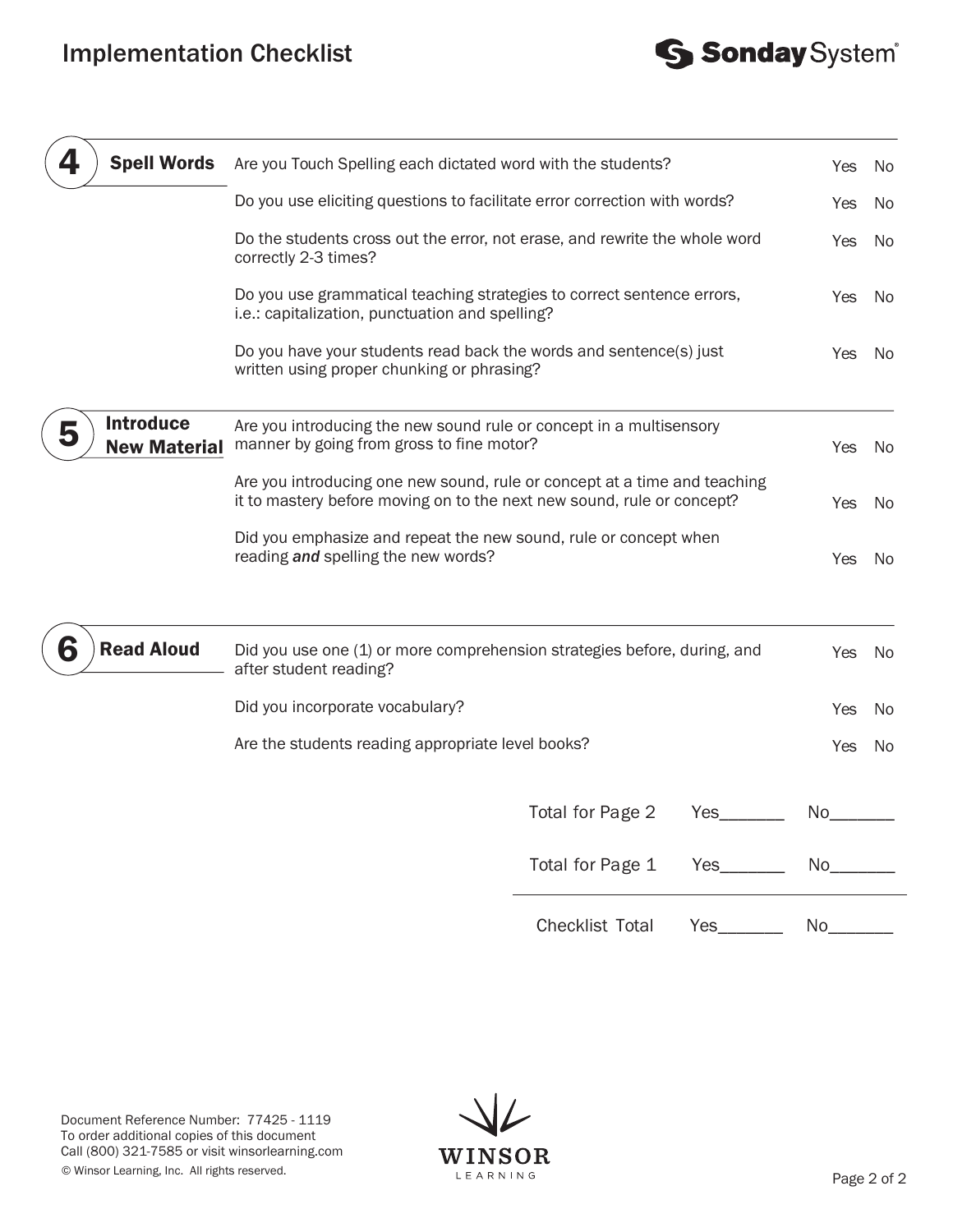# Implementation Checklist

**Sonday System**

## 4 Spell Words

| | | | |
|---|---|---|---|
| Are you Touch Spelling each dictated word with the students? | Yes | No |
| Do you use eliciting questions to facilitate error correction with words? | Yes | No |
| Do the students cross out the error, not erase, and rewrite the whole word correctly 2-3 times? | Yes | No |
| Do you use grammatical teaching strategies to correct sentence errors, i.e.: capitalization, punctuation and spelling? | Yes | No |
| Do you have your students read back the words and sentence(s) just written using proper chunking or phrasing? | Yes | No |

## 5 Introduce New Material

| | | |
|---|---|---|
| Are you introducing the new sound rule or concept in a multisensory manner by going from gross to fine motor? | Yes | No |
| Are you introducing one new sound, rule or concept at a time and teaching it to mastery before moving on to the next new sound, rule or concept? | Yes | No |
| Did you emphasize and repeat the new sound, rule or concept when reading ***and*** spelling the new words? | Yes | No |

## 6 Read Aloud

| | | |
|---|---|---|
| Did you use one (1) or more comprehension strategies before, during, and after student reading? | Yes | No |
| Did you incorporate vocabulary? | Yes | No |
| Are the students reading appropriate level books? | Yes | No |

Total for Page 2 Yes_______ No_______

Total for Page 1 Yes_______ No_______

Checklist Total Yes_______ No_______

Document Reference Number: 77425 - 1119
To order additional copies of this document
Call (800) 321-7585 or visit winsorlearning.com
© Winsor Learning, Inc. All rights reserved.

WINSOR LEARNING